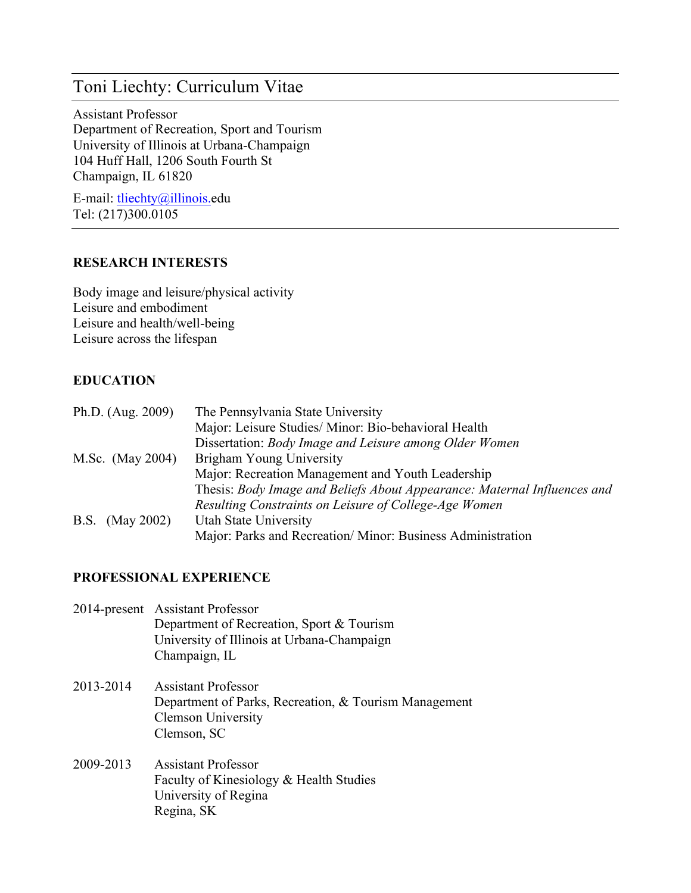# Toni Liechty: Curriculum Vitae

Assistant Professor
Department of Recreation, Sport and Tourism
University of Illinois at Urbana-Champaign
104 Huff Hall, 1206 South Fourth St
Champaign, IL 61820

E-mail: tliechty@illinois.edu
Tel: (217)300.0105

## RESEARCH INTERESTS

Body image and leisure/physical activity
Leisure and embodiment
Leisure and health/well-being
Leisure across the lifespan

## EDUCATION

Ph.D. (Aug. 2009) The Pennsylvania State University
Major: Leisure Studies/ Minor: Bio-behavioral Health
Dissertation: *Body Image and Leisure among Older Women*

M.Sc. (May 2004) Brigham Young University
Major: Recreation Management and Youth Leadership
Thesis: *Body Image and Beliefs About Appearance: Maternal Influences and Resulting Constraints on Leisure of College-Age Women*

B.S. (May 2002) Utah State University
Major: Parks and Recreation/ Minor: Business Administration

## PROFESSIONAL EXPERIENCE

2014-present Assistant Professor
Department of Recreation, Sport & Tourism
University of Illinois at Urbana-Champaign
Champaign, IL

2013-2014 Assistant Professor
Department of Parks, Recreation, & Tourism Management
Clemson University
Clemson, SC

2009-2013 Assistant Professor
Faculty of Kinesiology & Health Studies
University of Regina
Regina, SK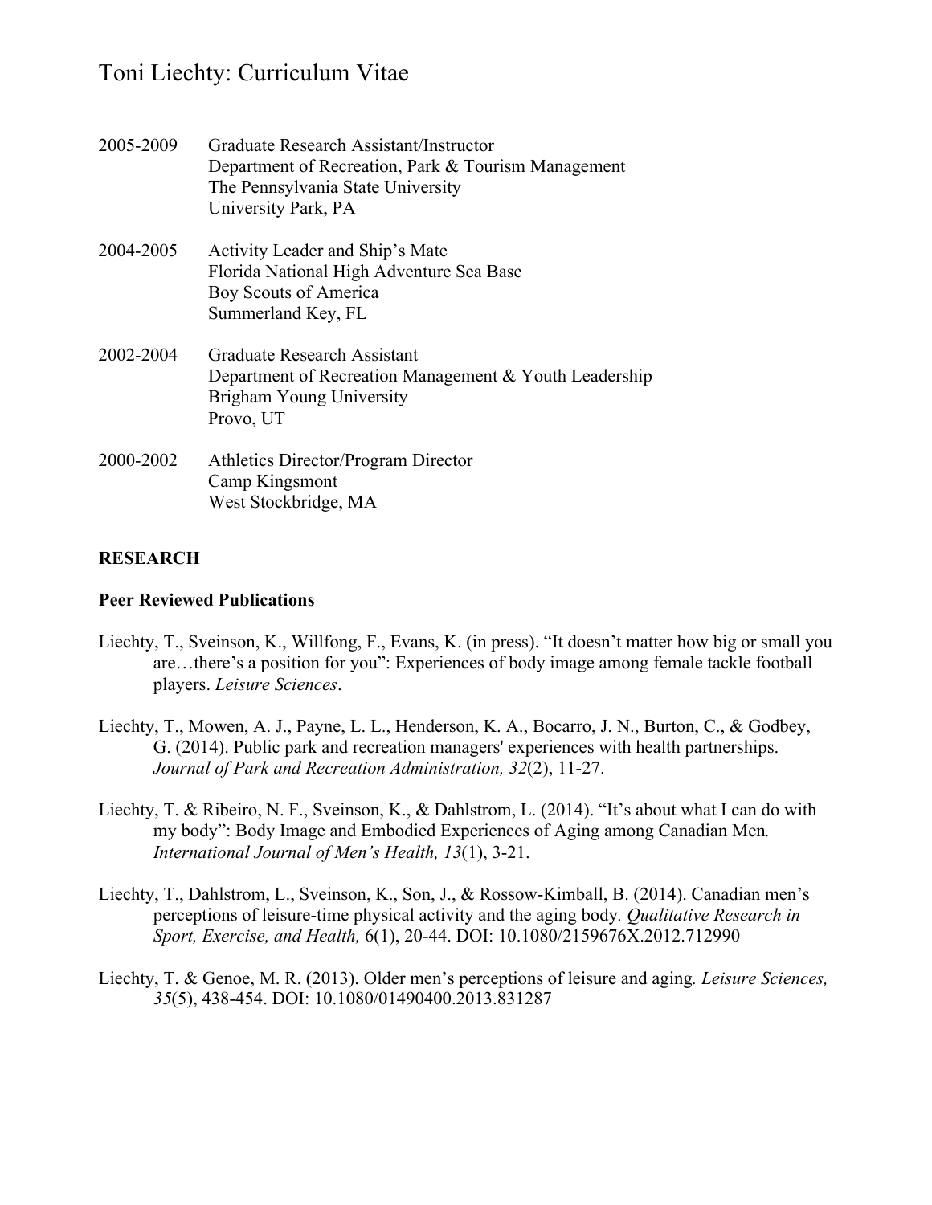2005-2009 Graduate Research Assistant/Instructor
Department of Recreation, Park & Tourism Management
The Pennsylvania State University
University Park, PA

2004-2005 Activity Leader and Ship's Mate
Florida National High Adventure Sea Base
Boy Scouts of America
Summerland Key, FL

2002-2004 Graduate Research Assistant
Department of Recreation Management & Youth Leadership
Brigham Young University
Provo, UT

2000-2002 Athletics Director/Program Director
Camp Kingsmont
West Stockbridge, MA

## RESEARCH

### Peer Reviewed Publications

Liechty, T., Sveinson, K., Willfong, F., Evans, K. (in press). "It doesn't matter how big or small you are…there's a position for you": Experiences of body image among female tackle football players. *Leisure Sciences*.

Liechty, T., Mowen, A. J., Payne, L. L., Henderson, K. A., Bocarro, J. N., Burton, C., & Godbey, G. (2014). Public park and recreation managers' experiences with health partnerships. *Journal of Park and Recreation Administration, 32*(2), 11-27.

Liechty, T. & Ribeiro, N. F., Sveinson, K., & Dahlstrom, L. (2014). "It's about what I can do with my body": Body Image and Embodied Experiences of Aging among Canadian Men*.* *International Journal of Men's Health, 13*(1), 3-21.

Liechty, T., Dahlstrom, L., Sveinson, K., Son, J., & Rossow-Kimball, B. (2014). Canadian men's perceptions of leisure-time physical activity and the aging body*. Qualitative Research in Sport, Exercise, and Health,* 6(1), 20-44. DOI: 10.1080/2159676X.2012.712990

Liechty, T. & Genoe, M. R. (2013). Older men's perceptions of leisure and aging*. Leisure Sciences, 35*(5), 438-454. DOI: 10.1080/01490400.2013.831287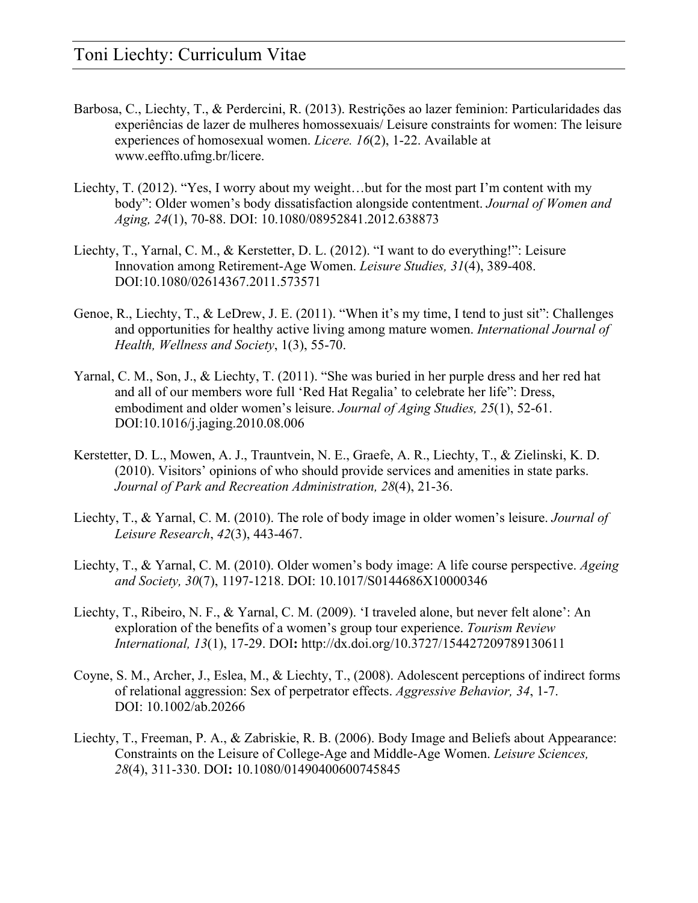Barbosa, C., Liechty, T., & Perdercini, R. (2013). Restrições ao lazer feminion: Particularidades das experiências de lazer de mulheres homossexuais/ Leisure constraints for women: The leisure experiences of homosexual women. *Licere. 16*(2), 1-22. Available at www.eeffto.ufmg.br/licere.

Liechty, T. (2012). "Yes, I worry about my weight…but for the most part I'm content with my body": Older women's body dissatisfaction alongside contentment. *Journal of Women and Aging, 24*(1), 70-88. DOI: 10.1080/08952841.2012.638873

Liechty, T., Yarnal, C. M., & Kerstetter, D. L. (2012). "I want to do everything!": Leisure Innovation among Retirement-Age Women. *Leisure Studies, 31*(4), 389-408. DOI:10.1080/02614367.2011.573571

Genoe, R., Liechty, T., & LeDrew, J. E. (2011). "When it's my time, I tend to just sit": Challenges and opportunities for healthy active living among mature women. *International Journal of Health, Wellness and Society*, 1(3), 55-70.

Yarnal, C. M., Son, J., & Liechty, T. (2011). "She was buried in her purple dress and her red hat and all of our members wore full 'Red Hat Regalia' to celebrate her life": Dress, embodiment and older women's leisure. *Journal of Aging Studies, 25*(1), 52-61. DOI:10.1016/j.jaging.2010.08.006

Kerstetter, D. L., Mowen, A. J., Trauntvein, N. E., Graefe, A. R., Liechty, T., & Zielinski, K. D. (2010). Visitors' opinions of who should provide services and amenities in state parks. *Journal of Park and Recreation Administration, 28*(4), 21-36.

Liechty, T., & Yarnal, C. M. (2010). The role of body image in older women's leisure. *Journal of Leisure Research*, *42*(3), 443-467.

Liechty, T., & Yarnal, C. M. (2010). Older women's body image: A life course perspective. *Ageing and Society, 30*(7), 1197-1218. DOI: 10.1017/S0144686X10000346

Liechty, T., Ribeiro, N. F., & Yarnal, C. M. (2009). 'I traveled alone, but never felt alone': An exploration of the benefits of a women's group tour experience. *Tourism Review International, 13*(1), 17-29. DOI**:** http://dx.doi.org/10.3727/154427209789130611

Coyne, S. M., Archer, J., Eslea, M., & Liechty, T., (2008). Adolescent perceptions of indirect forms of relational aggression: Sex of perpetrator effects. *Aggressive Behavior, 34*, 1-7. DOI: 10.1002/ab.20266

Liechty, T., Freeman, P. A., & Zabriskie, R. B. (2006). Body Image and Beliefs about Appearance: Constraints on the Leisure of College-Age and Middle-Age Women. *Leisure Sciences, 28*(4), 311-330. DOI**:** 10.1080/01490400600745845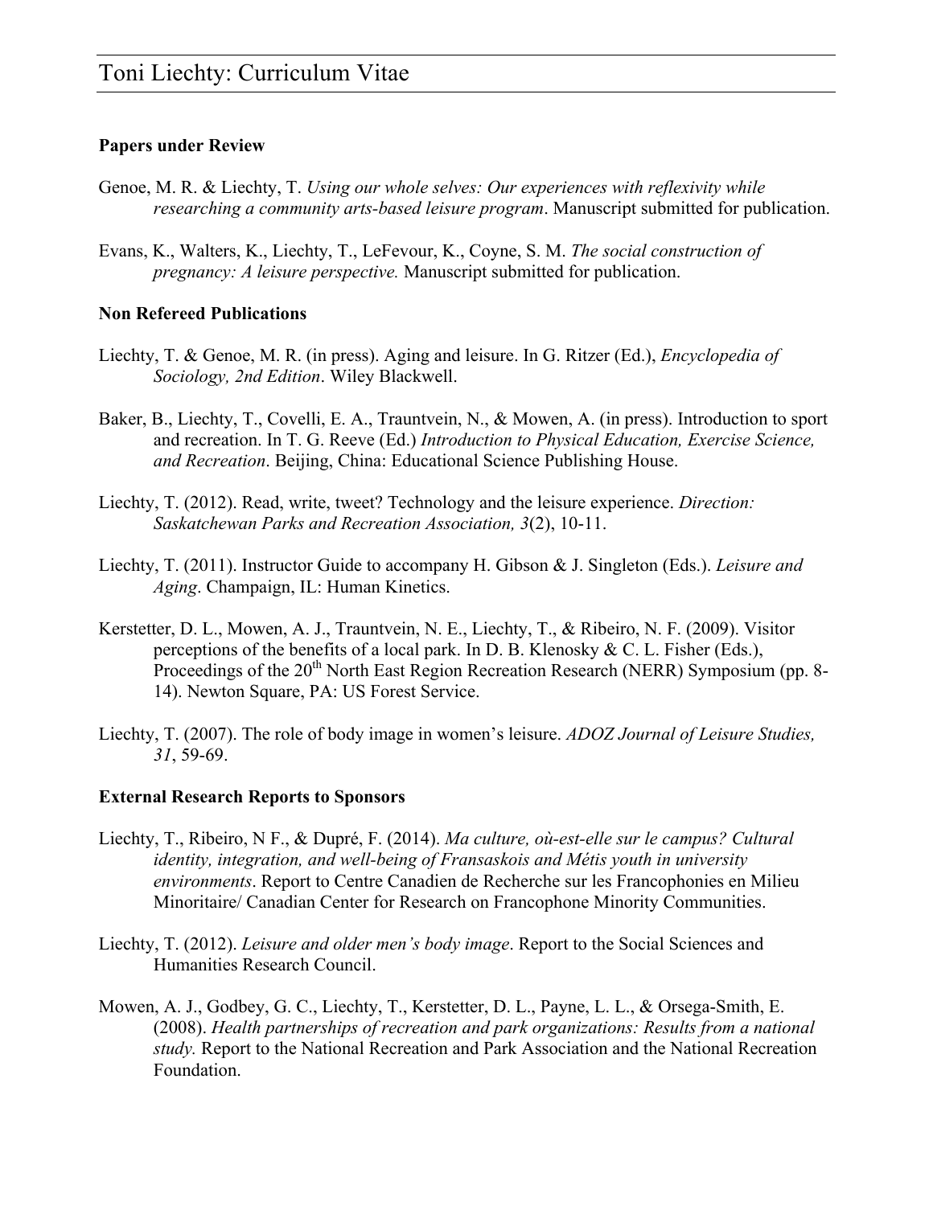**Papers under Review**

Genoe, M. R. & Liechty, T. *Using our whole selves: Our experiences with reflexivity while researching a community arts-based leisure program*. Manuscript submitted for publication.

Evans, K., Walters, K., Liechty, T., LeFevour, K., Coyne, S. M. *The social construction of pregnancy: A leisure perspective.* Manuscript submitted for publication.

**Non Refereed Publications**

Liechty, T. & Genoe, M. R. (in press). Aging and leisure. In G. Ritzer (Ed.), *Encyclopedia of Sociology, 2nd Edition*. Wiley Blackwell.

Baker, B., Liechty, T., Covelli, E. A., Trauntvein, N., & Mowen, A. (in press). Introduction to sport and recreation. In T. G. Reeve (Ed.) *Introduction to Physical Education, Exercise Science, and Recreation*. Beijing, China: Educational Science Publishing House.

Liechty, T. (2012). Read, write, tweet? Technology and the leisure experience. *Direction: Saskatchewan Parks and Recreation Association, 3*(2), 10-11.

Liechty, T. (2011). Instructor Guide to accompany H. Gibson & J. Singleton (Eds.). *Leisure and Aging*. Champaign, IL: Human Kinetics.

Kerstetter, D. L., Mowen, A. J., Trauntvein, N. E., Liechty, T., & Ribeiro, N. F. (2009). Visitor perceptions of the benefits of a local park. In D. B. Klenosky & C. L. Fisher (Eds.), Proceedings of the 20th North East Region Recreation Research (NERR) Symposium (pp. 8-14). Newton Square, PA: US Forest Service.

Liechty, T. (2007). The role of body image in women's leisure. *ADOZ Journal of Leisure Studies, 31*, 59-69.

**External Research Reports to Sponsors**

Liechty, T., Ribeiro, N F., & Dupré, F. (2014). *Ma culture, où-est-elle sur le campus? Cultural identity, integration, and well-being of Fransaskois and Métis youth in university environments*. Report to Centre Canadien de Recherche sur les Francophonies en Milieu Minoritaire/ Canadian Center for Research on Francophone Minority Communities.

Liechty, T. (2012). *Leisure and older men's body image*. Report to the Social Sciences and Humanities Research Council.

Mowen, A. J., Godbey, G. C., Liechty, T., Kerstetter, D. L., Payne, L. L., & Orsega-Smith, E. (2008). *Health partnerships of recreation and park organizations: Results from a national study.* Report to the National Recreation and Park Association and the National Recreation Foundation.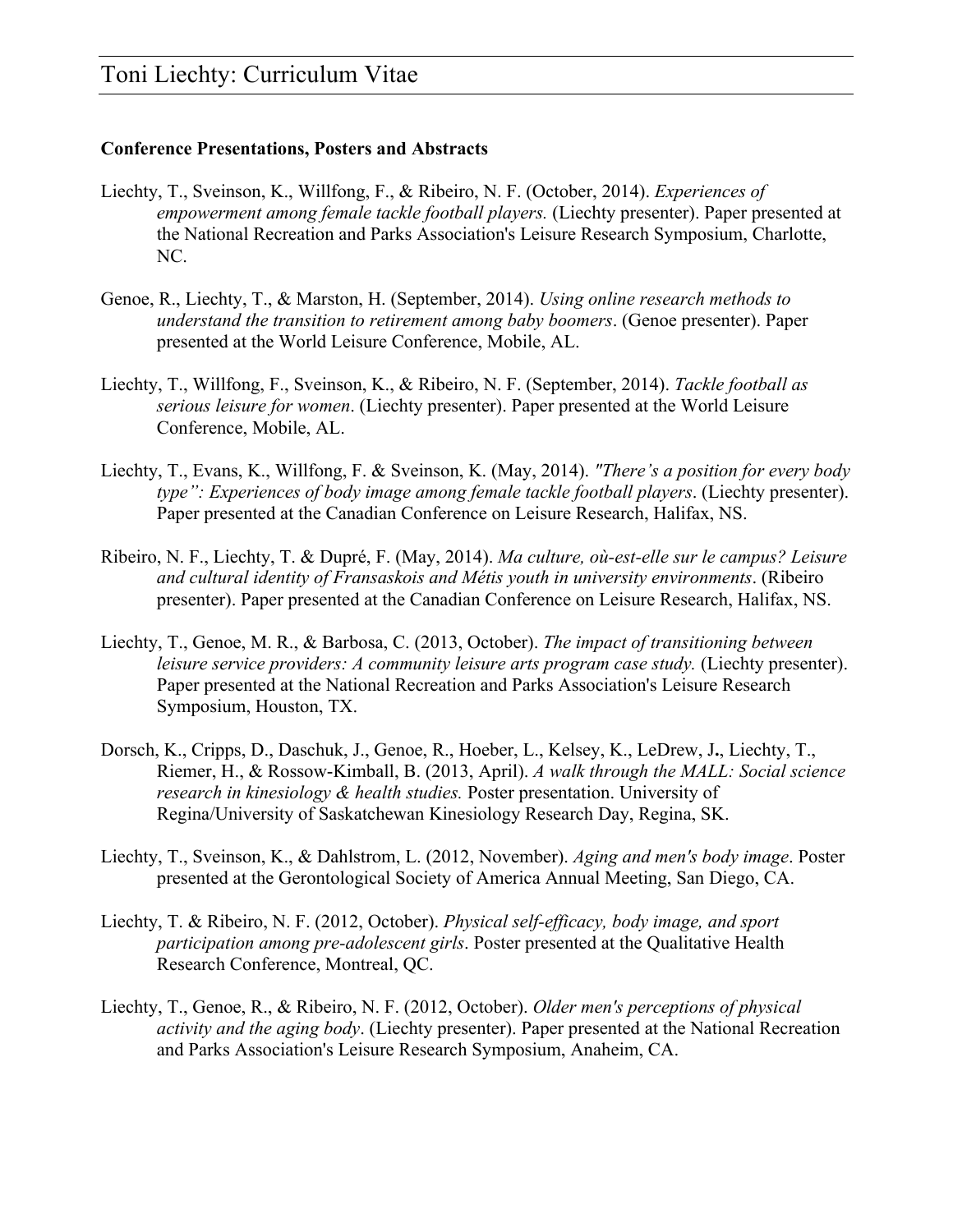**Conference Presentations, Posters and Abstracts**

Liechty, T., Sveinson, K., Willfong, F., & Ribeiro, N. F. (October, 2014). *Experiences of empowerment among female tackle football players.* (Liechty presenter). Paper presented at the National Recreation and Parks Association's Leisure Research Symposium, Charlotte, NC.

Genoe, R., Liechty, T., & Marston, H. (September, 2014). *Using online research methods to understand the transition to retirement among baby boomers*. (Genoe presenter). Paper presented at the World Leisure Conference, Mobile, AL.

Liechty, T., Willfong, F., Sveinson, K., & Ribeiro, N. F. (September, 2014). *Tackle football as serious leisure for women*. (Liechty presenter). Paper presented at the World Leisure Conference, Mobile, AL.

Liechty, T., Evans, K., Willfong, F. & Sveinson, K. (May, 2014). *"There's a position for every body type": Experiences of body image among female tackle football players*. (Liechty presenter). Paper presented at the Canadian Conference on Leisure Research, Halifax, NS.

Ribeiro, N. F., Liechty, T. & Dupré, F. (May, 2014). *Ma culture, où-est-elle sur le campus? Leisure and cultural identity of Fransaskois and Métis youth in university environments*. (Ribeiro presenter). Paper presented at the Canadian Conference on Leisure Research, Halifax, NS.

Liechty, T., Genoe, M. R., & Barbosa, C. (2013, October). *The impact of transitioning between leisure service providers: A community leisure arts program case study.* (Liechty presenter). Paper presented at the National Recreation and Parks Association's Leisure Research Symposium, Houston, TX.

Dorsch, K., Cripps, D., Daschuk, J., Genoe, R., Hoeber, L., Kelsey, K., LeDrew, J**.**, Liechty, T., Riemer, H., & Rossow-Kimball, B. (2013, April). *A walk through the MALL: Social science research in kinesiology & health studies.* Poster presentation. University of Regina/University of Saskatchewan Kinesiology Research Day, Regina, SK.

Liechty, T., Sveinson, K., & Dahlstrom, L. (2012, November). *Aging and men's body image*. Poster presented at the Gerontological Society of America Annual Meeting, San Diego, CA.

Liechty, T. & Ribeiro, N. F. (2012, October). *Physical self-efficacy, body image, and sport participation among pre-adolescent girls*. Poster presented at the Qualitative Health Research Conference, Montreal, QC.

Liechty, T., Genoe, R., & Ribeiro, N. F. (2012, October). *Older men's perceptions of physical activity and the aging body*. (Liechty presenter). Paper presented at the National Recreation and Parks Association's Leisure Research Symposium, Anaheim, CA.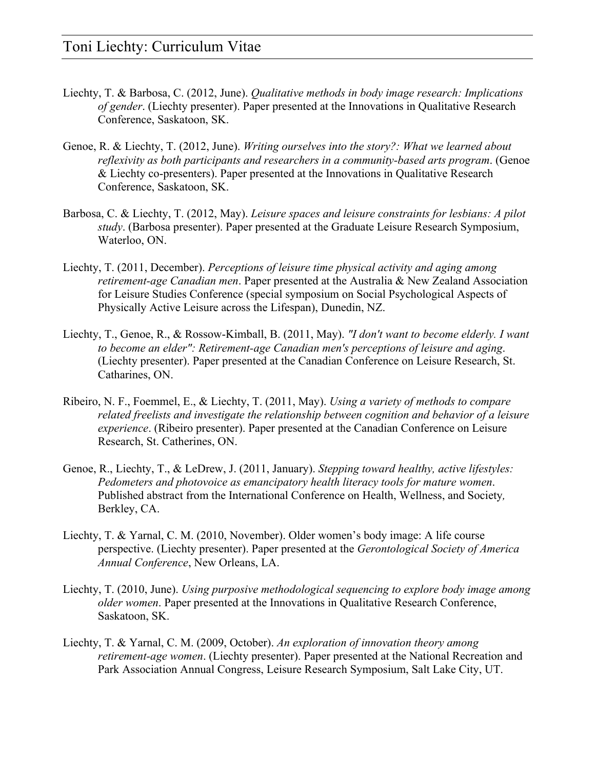Liechty, T. & Barbosa, C. (2012, June). *Qualitative methods in body image research: Implications of gender*. (Liechty presenter). Paper presented at the Innovations in Qualitative Research Conference, Saskatoon, SK.

Genoe, R. & Liechty, T. (2012, June). *Writing ourselves into the story?: What we learned about reflexivity as both participants and researchers in a community-based arts program*. (Genoe & Liechty co-presenters). Paper presented at the Innovations in Qualitative Research Conference, Saskatoon, SK.

Barbosa, C. & Liechty, T. (2012, May). *Leisure spaces and leisure constraints for lesbians: A pilot study*. (Barbosa presenter). Paper presented at the Graduate Leisure Research Symposium, Waterloo, ON.

Liechty, T. (2011, December). *Perceptions of leisure time physical activity and aging among retirement-age Canadian men*. Paper presented at the Australia & New Zealand Association for Leisure Studies Conference (special symposium on Social Psychological Aspects of Physically Active Leisure across the Lifespan), Dunedin, NZ.

Liechty, T., Genoe, R., & Rossow-Kimball, B. (2011, May). *"I don't want to become elderly. I want to become an elder": Retirement-age Canadian men's perceptions of leisure and aging*. (Liechty presenter). Paper presented at the Canadian Conference on Leisure Research, St. Catharines, ON.

Ribeiro, N. F., Foemmel, E., & Liechty, T. (2011, May). *Using a variety of methods to compare related freelists and investigate the relationship between cognition and behavior of a leisure experience*. (Ribeiro presenter). Paper presented at the Canadian Conference on Leisure Research, St. Catherines, ON.

Genoe, R., Liechty, T., & LeDrew, J. (2011, January). *Stepping toward healthy, active lifestyles: Pedometers and photovoice as emancipatory health literacy tools for mature women*. Published abstract from the International Conference on Health, Wellness, and Society*,* Berkley, CA.

Liechty, T. & Yarnal, C. M. (2010, November). Older women's body image: A life course perspective. (Liechty presenter). Paper presented at the *Gerontological Society of America Annual Conference*, New Orleans, LA.

Liechty, T. (2010, June). *Using purposive methodological sequencing to explore body image among older women*. Paper presented at the Innovations in Qualitative Research Conference, Saskatoon, SK.

Liechty, T. & Yarnal, C. M. (2009, October). *An exploration of innovation theory among retirement-age women*. (Liechty presenter). Paper presented at the National Recreation and Park Association Annual Congress, Leisure Research Symposium, Salt Lake City, UT.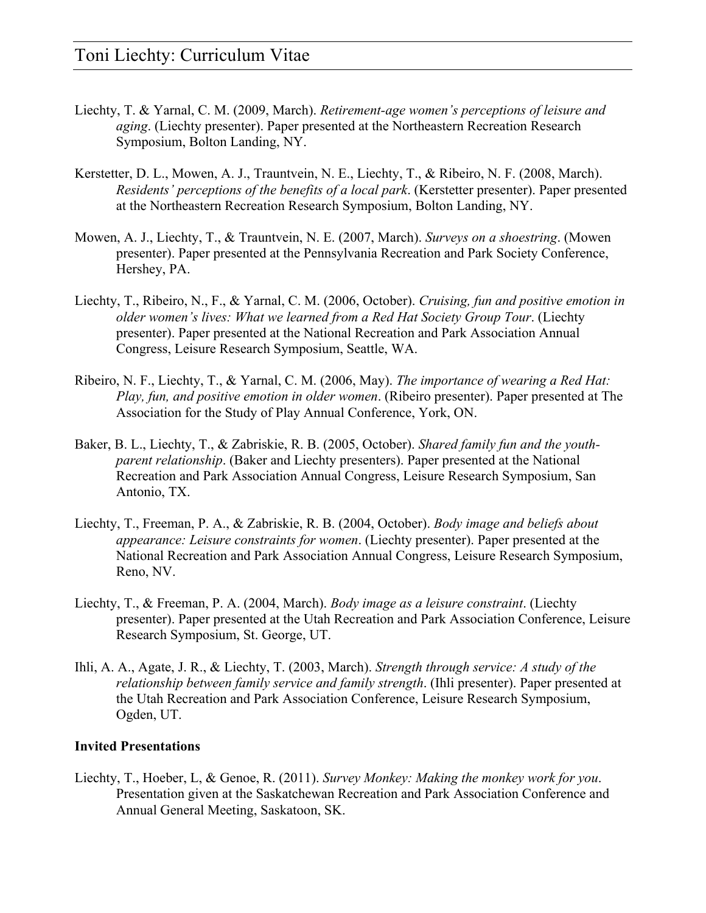Liechty, T. & Yarnal, C. M. (2009, March). *Retirement-age women's perceptions of leisure and aging*. (Liechty presenter). Paper presented at the Northeastern Recreation Research Symposium, Bolton Landing, NY.

Kerstetter, D. L., Mowen, A. J., Trauntvein, N. E., Liechty, T., & Ribeiro, N. F. (2008, March). *Residents' perceptions of the benefits of a local park*. (Kerstetter presenter). Paper presented at the Northeastern Recreation Research Symposium, Bolton Landing, NY.

Mowen, A. J., Liechty, T., & Trauntvein, N. E. (2007, March). *Surveys on a shoestring*. (Mowen presenter). Paper presented at the Pennsylvania Recreation and Park Society Conference, Hershey, PA.

Liechty, T., Ribeiro, N., F., & Yarnal, C. M. (2006, October). *Cruising, fun and positive emotion in older women's lives: What we learned from a Red Hat Society Group Tour*. (Liechty presenter). Paper presented at the National Recreation and Park Association Annual Congress, Leisure Research Symposium, Seattle, WA.

Ribeiro, N. F., Liechty, T., & Yarnal, C. M. (2006, May). *The importance of wearing a Red Hat: Play, fun, and positive emotion in older women*. (Ribeiro presenter). Paper presented at The Association for the Study of Play Annual Conference, York, ON.

Baker, B. L., Liechty, T., & Zabriskie, R. B. (2005, October). *Shared family fun and the youth-parent relationship*. (Baker and Liechty presenters). Paper presented at the National Recreation and Park Association Annual Congress, Leisure Research Symposium, San Antonio, TX.

Liechty, T., Freeman, P. A., & Zabriskie, R. B. (2004, October). *Body image and beliefs about appearance: Leisure constraints for women*. (Liechty presenter). Paper presented at the National Recreation and Park Association Annual Congress, Leisure Research Symposium, Reno, NV.

Liechty, T., & Freeman, P. A. (2004, March). *Body image as a leisure constraint*. (Liechty presenter). Paper presented at the Utah Recreation and Park Association Conference, Leisure Research Symposium, St. George, UT.

Ihli, A. A., Agate, J. R., & Liechty, T. (2003, March). *Strength through service: A study of the relationship between family service and family strength*. (Ihli presenter). Paper presented at the Utah Recreation and Park Association Conference, Leisure Research Symposium, Ogden, UT.

**Invited Presentations**

Liechty, T., Hoeber, L, & Genoe, R. (2011). *Survey Monkey: Making the monkey work for you*. Presentation given at the Saskatchewan Recreation and Park Association Conference and Annual General Meeting, Saskatoon, SK.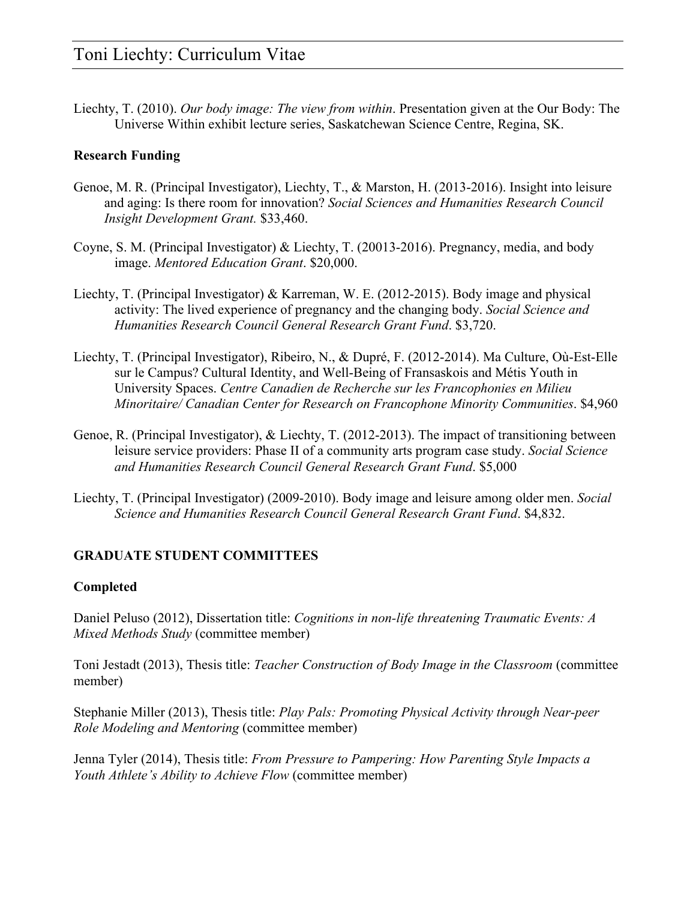Liechty, T. (2010). *Our body image: The view from within*. Presentation given at the Our Body: The Universe Within exhibit lecture series, Saskatchewan Science Centre, Regina, SK.

### Research Funding

Genoe, M. R. (Principal Investigator), Liechty, T., & Marston, H. (2013-2016). Insight into leisure and aging: Is there room for innovation? *Social Sciences and Humanities Research Council Insight Development Grant.* $33,460.

Coyne, S. M. (Principal Investigator) & Liechty, T. (20013-2016). Pregnancy, media, and body image. *Mentored Education Grant*. $20,000.

Liechty, T. (Principal Investigator) & Karreman, W. E. (2012-2015). Body image and physical activity: The lived experience of pregnancy and the changing body. *Social Science and Humanities Research Council General Research Grant Fund*. $3,720.

Liechty, T. (Principal Investigator), Ribeiro, N., & Dupré, F. (2012-2014). Ma Culture, Où-Est-Elle sur le Campus? Cultural Identity, and Well-Being of Fransaskois and Métis Youth in University Spaces. *Centre Canadien de Recherche sur les Francophonies en Milieu Minoritaire/ Canadian Center for Research on Francophone Minority Communities*. $4,960

Genoe, R. (Principal Investigator), & Liechty, T. (2012-2013). The impact of transitioning between leisure service providers: Phase II of a community arts program case study. *Social Science and Humanities Research Council General Research Grant Fund*. $5,000

Liechty, T. (Principal Investigator) (2009-2010). Body image and leisure among older men. *Social Science and Humanities Research Council General Research Grant Fund*. $4,832.

## GRADUATE STUDENT COMMITTEES

### Completed

Daniel Peluso (2012), Dissertation title: *Cognitions in non-life threatening Traumatic Events: A Mixed Methods Study* (committee member)

Toni Jestadt (2013), Thesis title: *Teacher Construction of Body Image in the Classroom* (committee member)

Stephanie Miller (2013), Thesis title: *Play Pals: Promoting Physical Activity through Near-peer Role Modeling and Mentoring* (committee member)

Jenna Tyler (2014), Thesis title: *From Pressure to Pampering: How Parenting Style Impacts a Youth Athlete's Ability to Achieve Flow* (committee member)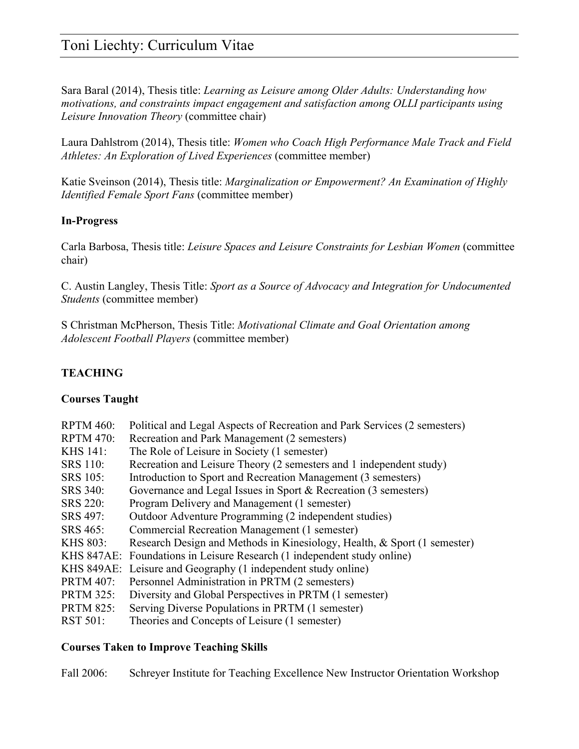Sara Baral (2014), Thesis title: *Learning as Leisure among Older Adults: Understanding how motivations, and constraints impact engagement and satisfaction among OLLI participants using Leisure Innovation Theory* (committee chair)

Laura Dahlstrom (2014), Thesis title: *Women who Coach High Performance Male Track and Field Athletes: An Exploration of Lived Experiences* (committee member)

Katie Sveinson (2014), Thesis title: *Marginalization or Empowerment? An Examination of Highly Identified Female Sport Fans* (committee member)

**In-Progress**

Carla Barbosa, Thesis title: *Leisure Spaces and Leisure Constraints for Lesbian Women* (committee chair)

C. Austin Langley, Thesis Title: *Sport as a Source of Advocacy and Integration for Undocumented Students* (committee member)

S Christman McPherson, Thesis Title: *Motivational Climate and Goal Orientation among Adolescent Football Players* (committee member)

**TEACHING**

**Courses Taught**

RPTM 460: Political and Legal Aspects of Recreation and Park Services (2 semesters)
RPTM 470: Recreation and Park Management (2 semesters)
KHS 141: The Role of Leisure in Society (1 semester)
SRS 110: Recreation and Leisure Theory (2 semesters and 1 independent study)
SRS 105: Introduction to Sport and Recreation Management (3 semesters)
SRS 340: Governance and Legal Issues in Sport & Recreation (3 semesters)
SRS 220: Program Delivery and Management (1 semester)
SRS 497: Outdoor Adventure Programming (2 independent studies)
SRS 465: Commercial Recreation Management (1 semester)
KHS 803: Research Design and Methods in Kinesiology, Health, & Sport (1 semester)
KHS 847AE: Foundations in Leisure Research (1 independent study online)
KHS 849AE: Leisure and Geography (1 independent study online)
PRTM 407: Personnel Administration in PRTM (2 semesters)
PRTM 325: Diversity and Global Perspectives in PRTM (1 semester)
PRTM 825: Serving Diverse Populations in PRTM (1 semester)
RST 501: Theories and Concepts of Leisure (1 semester)

**Courses Taken to Improve Teaching Skills**

Fall 2006: Schreyer Institute for Teaching Excellence New Instructor Orientation Workshop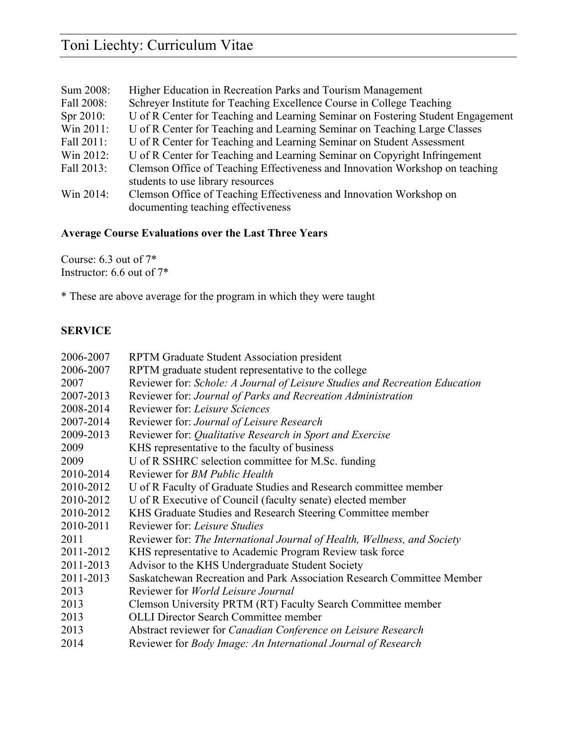Sum 2008: Higher Education in Recreation Parks and Tourism Management
Fall 2008: Schreyer Institute for Teaching Excellence Course in College Teaching
Spr 2010: U of R Center for Teaching and Learning Seminar on Fostering Student Engagement
Win 2011: U of R Center for Teaching and Learning Seminar on Teaching Large Classes
Fall 2011: U of R Center for Teaching and Learning Seminar on Student Assessment
Win 2012: U of R Center for Teaching and Learning Seminar on Copyright Infringement
Fall 2013: Clemson Office of Teaching Effectiveness and Innovation Workshop on teaching students to use library resources
Win 2014: Clemson Office of Teaching Effectiveness and Innovation Workshop on documenting teaching effectiveness

**Average Course Evaluations over the Last Three Years**

Course: 6.3 out of 7*
Instructor: 6.6 out of 7*

* These are above average for the program in which they were taught

**SERVICE**

2006-2007 RPTM Graduate Student Association president
2006-2007 RPTM graduate student representative to the college
2007 Reviewer for: *Schole: A Journal of Leisure Studies and Recreation Education*
2007-2013 Reviewer for: *Journal of Parks and Recreation Administration*
2008-2014 Reviewer for: *Leisure Sciences*
2007-2014 Reviewer for: *Journal of Leisure Research*
2009-2013 Reviewer for: *Qualitative Research in Sport and Exercise*
2009 KHS representative to the faculty of business
2009 U of R SSHRC selection committee for M.Sc. funding
2010-2014 Reviewer for *BM Public Health*
2010-2012 U of R Faculty of Graduate Studies and Research committee member
2010-2012 U of R Executive of Council (faculty senate) elected member
2010-2012 KHS Graduate Studies and Research Steering Committee member
2010-2011 Reviewer for: *Leisure Studies*
2011 Reviewer for: *The International Journal of Health, Wellness, and Society*
2011-2012 KHS representative to Academic Program Review task force
2011-2013 Advisor to the KHS Undergraduate Student Society
2011-2013 Saskatchewan Recreation and Park Association Research Committee Member
2013 Reviewer for *World Leisure Journal*
2013 Clemson University PRTM (RT) Faculty Search Committee member
2013 OLLI Director Search Committee member
2013 Abstract reviewer for *Canadian Conference on Leisure Research*
2014 Reviewer for *Body Image: An International Journal of Research*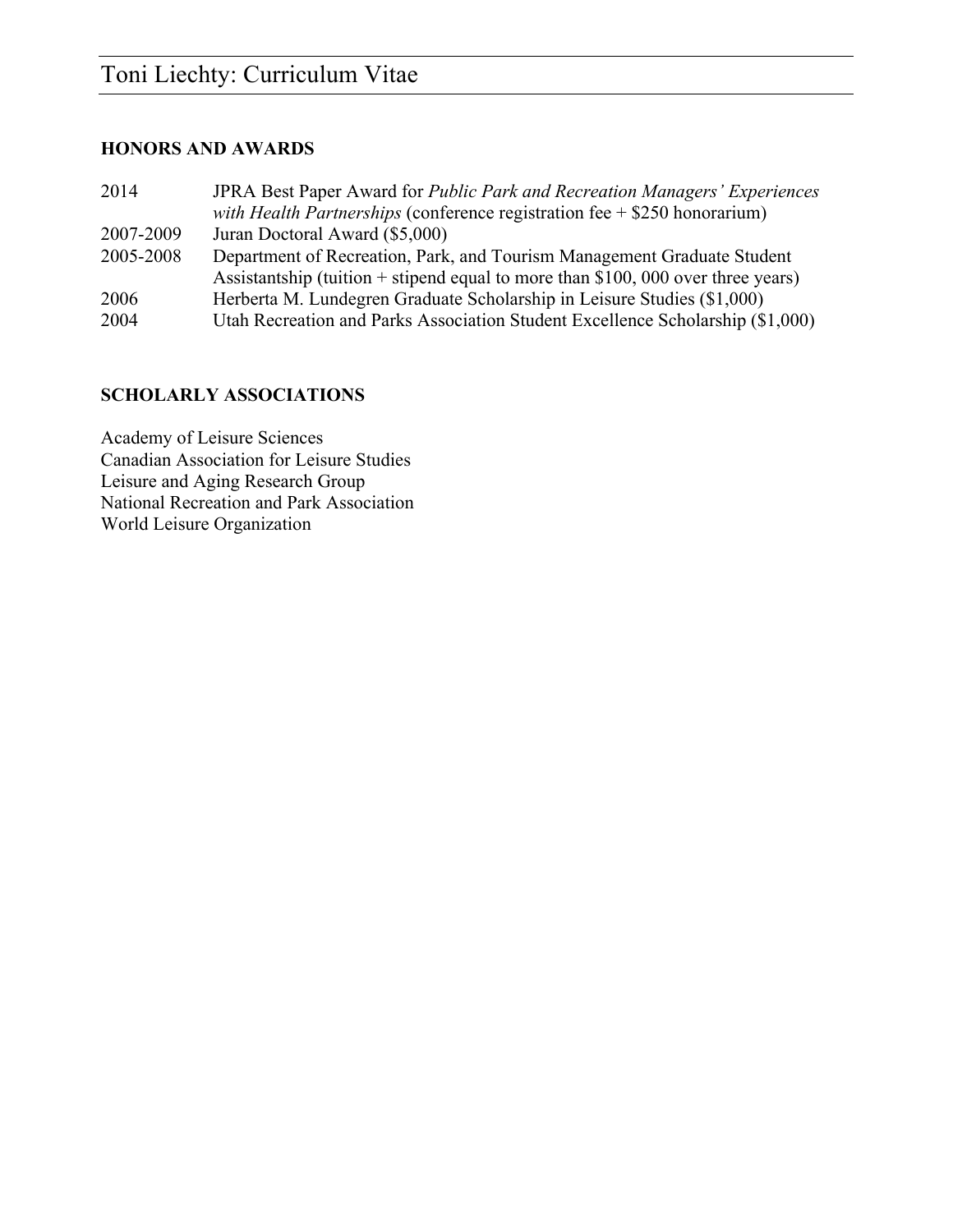## HONORS AND AWARDS

| | |
|---|---|
| 2014 | JPRA Best Paper Award for *Public Park and Recreation Managers' Experiences with Health Partnerships* (conference registration fee + $250 honorarium) |
| 2007-2009 | Juran Doctoral Award ($5,000) |
| 2005-2008 | Department of Recreation, Park, and Tourism Management Graduate Student Assistantship (tuition + stipend equal to more than $100, 000 over three years) |
| 2006 | Herberta M. Lundegren Graduate Scholarship in Leisure Studies ($1,000) |
| 2004 | Utah Recreation and Parks Association Student Excellence Scholarship ($1,000) |

## SCHOLARLY ASSOCIATIONS

Academy of Leisure Sciences
Canadian Association for Leisure Studies
Leisure and Aging Research Group
National Recreation and Park Association
World Leisure Organization